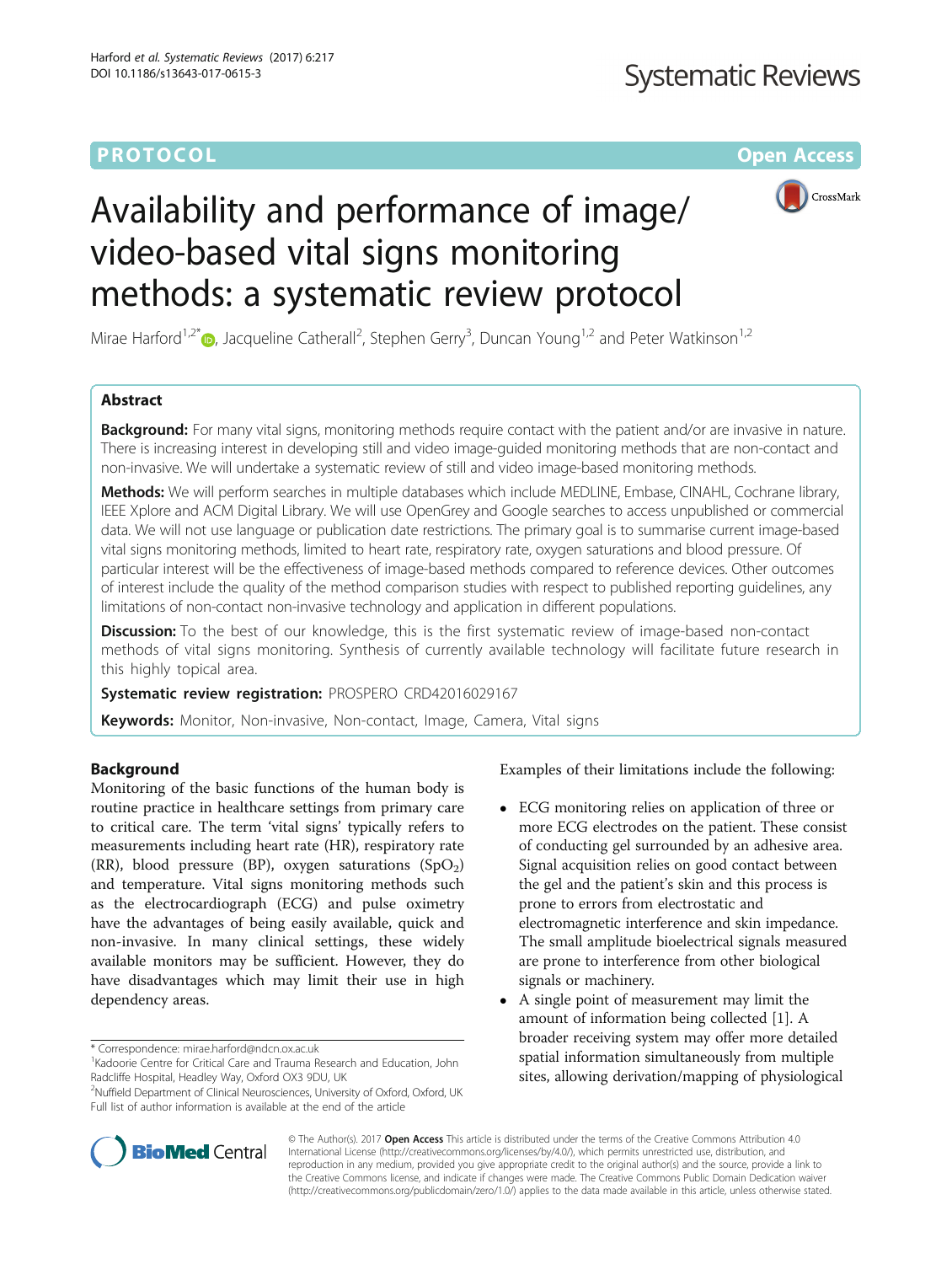PROTOCOL

Open Access

# Availability and performance of image/video-based vital signs monitoring methods: a systematic review protocol

Mirae Harford[1,2*], Jacqueline Catherall[2], Stephen Gerry[3], Duncan Young[1,2] and Peter Watkinson[1,2]

## Abstract

**Background:** For many vital signs, monitoring methods require contact with the patient and/or are invasive in nature. There is increasing interest in developing still and video image-guided monitoring methods that are non-contact and non-invasive. We will undertake a systematic review of still and video image-based monitoring methods.

**Methods:** We will perform searches in multiple databases which include MEDLINE, Embase, CINAHL, Cochrane library, IEEE Xplore and ACM Digital Library. We will use OpenGrey and Google searches to access unpublished or commercial data. We will not use language or publication date restrictions. The primary goal is to summarise current image-based vital signs monitoring methods, limited to heart rate, respiratory rate, oxygen saturations and blood pressure. Of particular interest will be the effectiveness of image-based methods compared to reference devices. Other outcomes of interest include the quality of the method comparison studies with respect to published reporting guidelines, any limitations of non-contact non-invasive technology and application in different populations.

**Discussion:** To the best of our knowledge, this is the first systematic review of image-based non-contact methods of vital signs monitoring. Synthesis of currently available technology will facilitate future research in this highly topical area.

**Systematic review registration:** PROSPERO CRD42016029167

**Keywords:** Monitor, Non-invasive, Non-contact, Image, Camera, Vital signs

## Background

Monitoring of the basic functions of the human body is routine practice in healthcare settings from primary care to critical care. The term 'vital signs' typically refers to measurements including heart rate (HR), respiratory rate (RR), blood pressure (BP), oxygen saturations ($SpO_2$) and temperature. Vital signs monitoring methods such as the electrocardiograph (ECG) and pulse oximetry have the advantages of being easily available, quick and non-invasive. In many clinical settings, these widely available monitors may be sufficient. However, they do have disadvantages which may limit their use in high dependency areas.

Examples of their limitations include the following:

- ECG monitoring relies on application of three or more ECG electrodes on the patient. These consist of conducting gel surrounded by an adhesive area. Signal acquisition relies on good contact between the gel and the patient's skin and this process is prone to errors from electrostatic and electromagnetic interference and skin impedance. The small amplitude bioelectrical signals measured are prone to interference from other biological signals or machinery.
- A single point of measurement may limit the amount of information being collected [1]. A broader receiving system may offer more detailed spatial information simultaneously from multiple sites, allowing derivation/mapping of physiological

* Correspondence: mirae.harford@ndcn.ox.ac.uk
[1]Kadoorie Centre for Critical Care and Trauma Research and Education, John Radcliffe Hospital, Headley Way, Oxford OX3 9DU, UK
[2]Nuffield Department of Clinical Neurosciences, University of Oxford, Oxford, UK
Full list of author information is available at the end of the article

© The Author(s). 2017 **Open Access** This article is distributed under the terms of the Creative Commons Attribution 4.0 International License (http://creativecommons.org/licenses/by/4.0/), which permits unrestricted use, distribution, and reproduction in any medium, provided you give appropriate credit to the original author(s) and the source, provide a link to the Creative Commons license, and indicate if changes were made. The Creative Commons Public Domain Dedication waiver (http://creativecommons.org/publicdomain/zero/1.0/) applies to the data made available in this article, unless otherwise stated.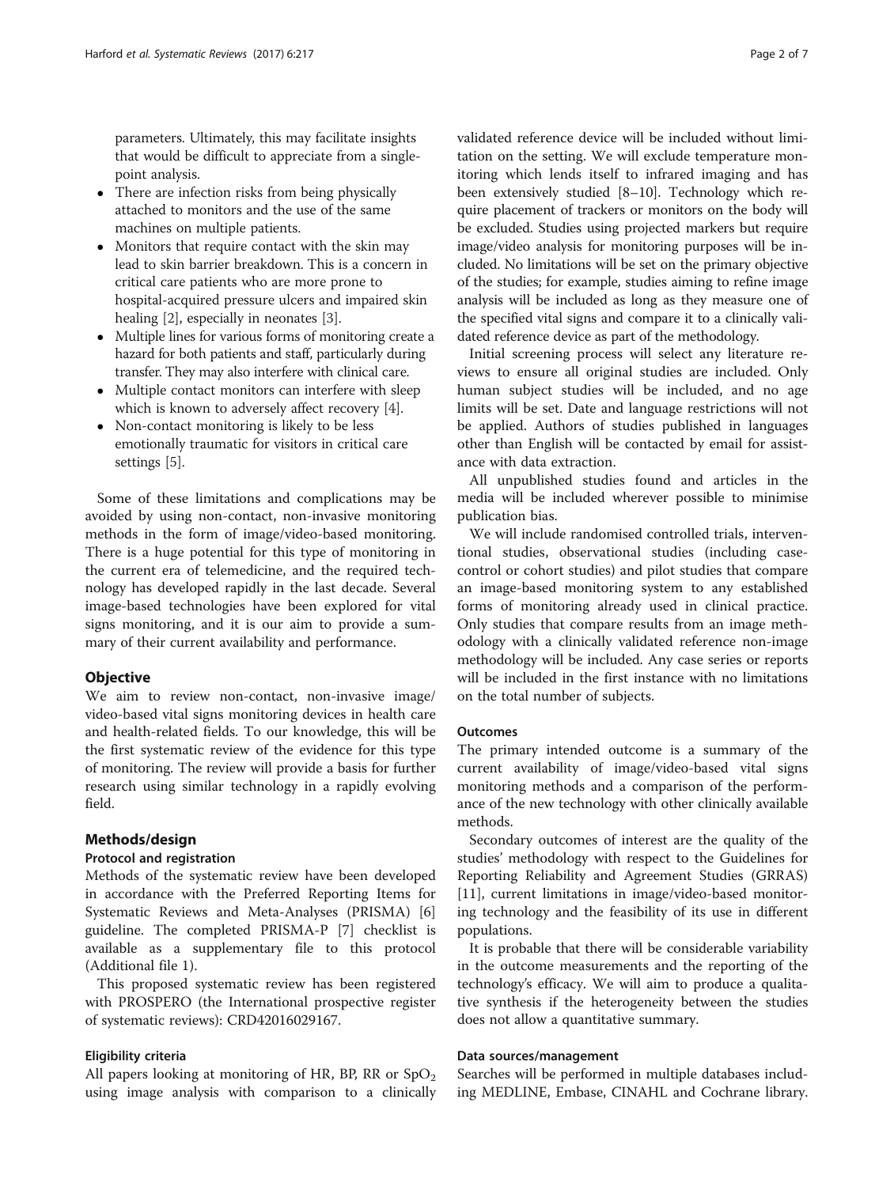parameters. Ultimately, this may facilitate insights that would be difficult to appreciate from a single-point analysis.

- There are infection risks from being physically attached to monitors and the use of the same machines on multiple patients.
- Monitors that require contact with the skin may lead to skin barrier breakdown. This is a concern in critical care patients who are more prone to hospital-acquired pressure ulcers and impaired skin healing [2], especially in neonates [3].
- Multiple lines for various forms of monitoring create a hazard for both patients and staff, particularly during transfer. They may also interfere with clinical care.
- Multiple contact monitors can interfere with sleep which is known to adversely affect recovery [4].
- Non-contact monitoring is likely to be less emotionally traumatic for visitors in critical care settings [5].

Some of these limitations and complications may be avoided by using non-contact, non-invasive monitoring methods in the form of image/video-based monitoring. There is a huge potential for this type of monitoring in the current era of telemedicine, and the required technology has developed rapidly in the last decade. Several image-based technologies have been explored for vital signs monitoring, and it is our aim to provide a summary of their current availability and performance.

## Objective

We aim to review non-contact, non-invasive image/video-based vital signs monitoring devices in health care and health-related fields. To our knowledge, this will be the first systematic review of the evidence for this type of monitoring. The review will provide a basis for further research using similar technology in a rapidly evolving field.

## Methods/design

### Protocol and registration

Methods of the systematic review have been developed in accordance with the Preferred Reporting Items for Systematic Reviews and Meta-Analyses (PRISMA) [6] guideline. The completed PRISMA-P [7] checklist is available as a supplementary file to this protocol (Additional file 1).

This proposed systematic review has been registered with PROSPERO (the International prospective register of systematic reviews): CRD42016029167.

### Eligibility criteria

All papers looking at monitoring of HR, BP, RR or $SpO_2$ using image analysis with comparison to a clinically validated reference device will be included without limitation on the setting. We will exclude temperature monitoring which lends itself to infrared imaging and has been extensively studied [8–10]. Technology which require placement of trackers or monitors on the body will be excluded. Studies using projected markers but require image/video analysis for monitoring purposes will be included. No limitations will be set on the primary objective of the studies; for example, studies aiming to refine image analysis will be included as long as they measure one of the specified vital signs and compare it to a clinically validated reference device as part of the methodology.

Initial screening process will select any literature reviews to ensure all original studies are included. Only human subject studies will be included, and no age limits will be set. Date and language restrictions will not be applied. Authors of studies published in languages other than English will be contacted by email for assistance with data extraction.

All unpublished studies found and articles in the media will be included wherever possible to minimise publication bias.

We will include randomised controlled trials, interventional studies, observational studies (including case-control or cohort studies) and pilot studies that compare an image-based monitoring system to any established forms of monitoring already used in clinical practice. Only studies that compare results from an image methodology with a clinically validated reference non-image methodology will be included. Any case series or reports will be included in the first instance with no limitations on the total number of subjects.

### Outcomes

The primary intended outcome is a summary of the current availability of image/video-based vital signs monitoring methods and a comparison of the performance of the new technology with other clinically available methods.

Secondary outcomes of interest are the quality of the studies' methodology with respect to the Guidelines for Reporting Reliability and Agreement Studies (GRRAS) [11], current limitations in image/video-based monitoring technology and the feasibility of its use in different populations.

It is probable that there will be considerable variability in the outcome measurements and the reporting of the technology's efficacy. We will aim to produce a qualitative synthesis if the heterogeneity between the studies does not allow a quantitative summary.

### Data sources/management

Searches will be performed in multiple databases including MEDLINE, Embase, CINAHL and Cochrane library.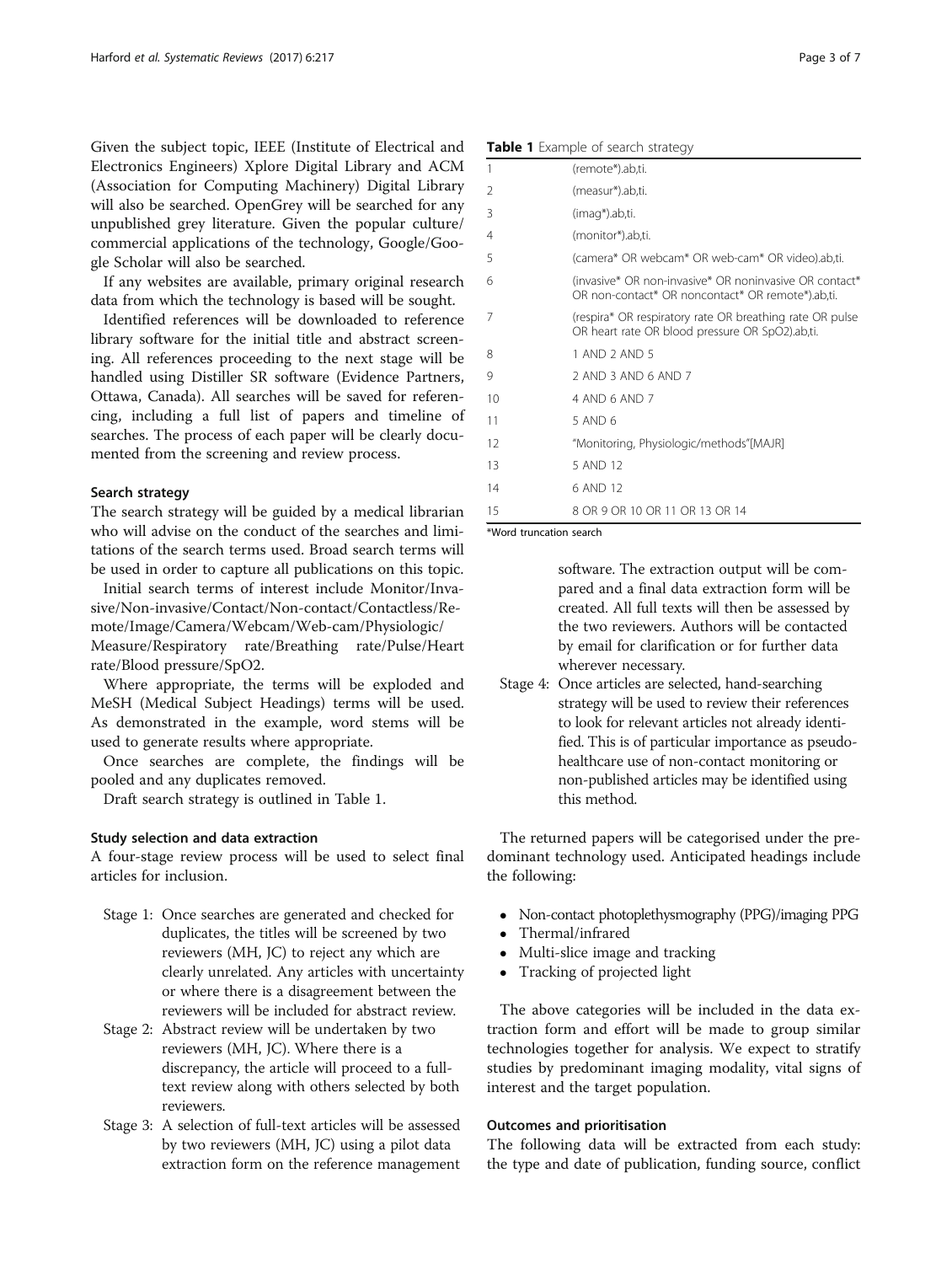Given the subject topic, IEEE (Institute of Electrical and Electronics Engineers) Xplore Digital Library and ACM (Association for Computing Machinery) Digital Library will also be searched. OpenGrey will be searched for any unpublished grey literature. Given the popular culture/commercial applications of the technology, Google/Google Scholar will also be searched.

If any websites are available, primary original research data from which the technology is based will be sought.

Identified references will be downloaded to reference library software for the initial title and abstract screening. All references proceeding to the next stage will be handled using Distiller SR software (Evidence Partners, Ottawa, Canada). All searches will be saved for referencing, including a full list of papers and timeline of searches. The process of each paper will be clearly documented from the screening and review process.

### Search strategy

The search strategy will be guided by a medical librarian who will advise on the conduct of the searches and limitations of the search terms used. Broad search terms will be used in order to capture all publications on this topic.

Initial search terms of interest include Monitor/Invasive/Non-invasive/Contact/Non-contact/Contactless/Remote/Image/Camera/Webcam/Web-cam/Physiologic/Measure/Respiratory rate/Breathing rate/Pulse/Heart rate/Blood pressure/SpO2.

Where appropriate, the terms will be exploded and MeSH (Medical Subject Headings) terms will be used. As demonstrated in the example, word stems will be used to generate results where appropriate.

Once searches are complete, the findings will be pooled and any duplicates removed.

Draft search strategy is outlined in Table 1.

**Table 1** Example of search strategy

| | |
|---|---|
| 1 | (remote*).ab,ti. |
| 2 | (measur*).ab,ti. |
| 3 | (imag*).ab,ti. |
| 4 | (monitor*).ab,ti. |
| 5 | (camera* OR webcam* OR web-cam* OR video).ab,ti. |
| 6 | (invasive* OR non-invasive* OR noninvasive OR contact* OR non-contact* OR noncontact* OR remote*).ab,ti. |
| 7 | (respira* OR respiratory rate OR breathing rate OR pulse OR heart rate OR blood pressure OR SpO2).ab,ti. |
| 8 | 1 AND 2 AND 5 |
| 9 | 2 AND 3 AND 6 AND 7 |
| 10 | 4 AND 6 AND 7 |
| 11 | 5 AND 6 |
| 12 | "Monitoring, Physiologic/methods"[MAJR] |
| 13 | 5 AND 12 |
| 14 | 6 AND 12 |
| 15 | 8 OR 9 OR 10 OR 11 OR 13 OR 14 |

*Word truncation search

### Study selection and data extraction

A four-stage review process will be used to select final articles for inclusion.

- Stage 1: Once searches are generated and checked for duplicates, the titles will be screened by two reviewers (MH, JC) to reject any which are clearly unrelated. Any articles with uncertainty or where there is a disagreement between the reviewers will be included for abstract review.
- Stage 2: Abstract review will be undertaken by two reviewers (MH, JC). Where there is a discrepancy, the article will proceed to a full-text review along with others selected by both reviewers.
- Stage 3: A selection of full-text articles will be assessed by two reviewers (MH, JC) using a pilot data extraction form on the reference management software. The extraction output will be compared and a final data extraction form will be created. All full texts will then be assessed by the two reviewers. Authors will be contacted by email for clarification or for further data wherever necessary.
- Stage 4: Once articles are selected, hand-searching strategy will be used to review their references to look for relevant articles not already identified. This is of particular importance as pseudo-healthcare use of non-contact monitoring or non-published articles may be identified using this method.

The returned papers will be categorised under the predominant technology used. Anticipated headings include the following:

- Non-contact photoplethysmography (PPG)/imaging PPG
- Thermal/infrared
- Multi-slice image and tracking
- Tracking of projected light

The above categories will be included in the data extraction form and effort will be made to group similar technologies together for analysis. We expect to stratify studies by predominant imaging modality, vital signs of interest and the target population.

### Outcomes and prioritisation

The following data will be extracted from each study: the type and date of publication, funding source, conflict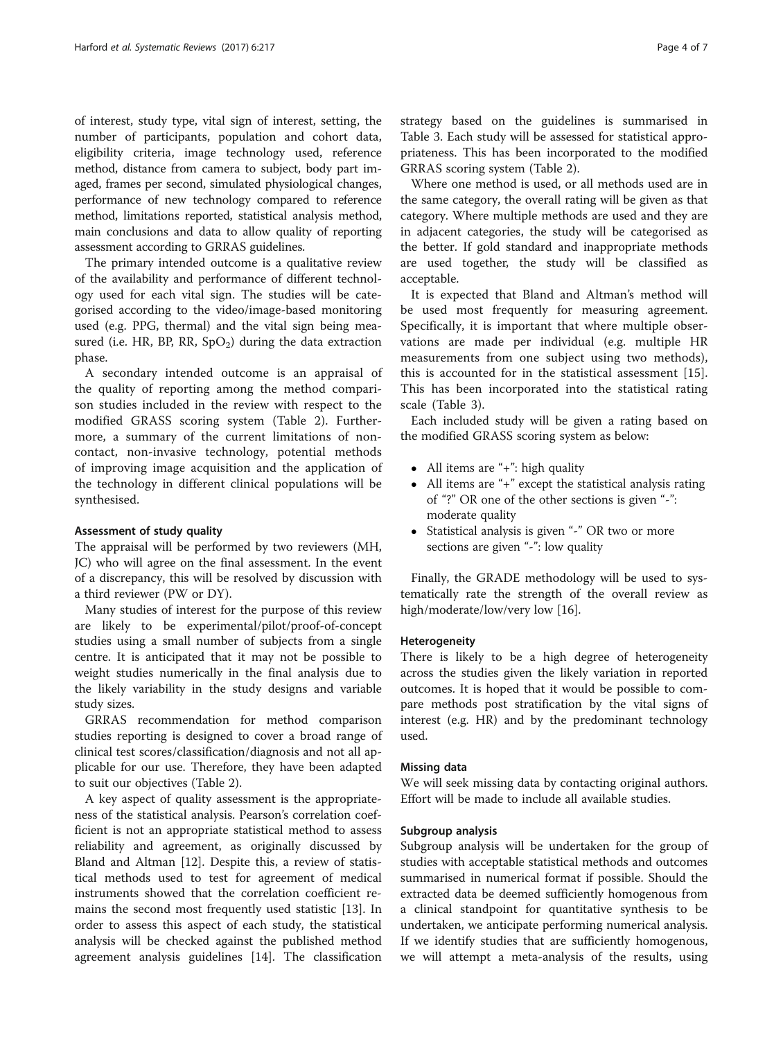of interest, study type, vital sign of interest, setting, the number of participants, population and cohort data, eligibility criteria, image technology used, reference method, distance from camera to subject, body part imaged, frames per second, simulated physiological changes, performance of new technology compared to reference method, limitations reported, statistical analysis method, main conclusions and data to allow quality of reporting assessment according to GRRAS guidelines.

The primary intended outcome is a qualitative review of the availability and performance of different technology used for each vital sign. The studies will be categorised according to the video/image-based monitoring used (e.g. PPG, thermal) and the vital sign being measured (i.e. HR, BP, RR, $SpO_2$) during the data extraction phase.

A secondary intended outcome is an appraisal of the quality of reporting among the method comparison studies included in the review with respect to the modified GRASS scoring system (Table 2). Furthermore, a summary of the current limitations of non-contact, non-invasive technology, potential methods of improving image acquisition and the application of the technology in different clinical populations will be synthesised.

#### Assessment of study quality

The appraisal will be performed by two reviewers (MH, JC) who will agree on the final assessment. In the event of a discrepancy, this will be resolved by discussion with a third reviewer (PW or DY).

Many studies of interest for the purpose of this review are likely to be experimental/pilot/proof-of-concept studies using a small number of subjects from a single centre. It is anticipated that it may not be possible to weight studies numerically in the final analysis due to the likely variability in the study designs and variable study sizes.

GRRAS recommendation for method comparison studies reporting is designed to cover a broad range of clinical test scores/classification/diagnosis and not all applicable for our use. Therefore, they have been adapted to suit our objectives (Table 2).

A key aspect of quality assessment is the appropriateness of the statistical analysis. Pearson's correlation coefficient is not an appropriate statistical method to assess reliability and agreement, as originally discussed by Bland and Altman [12]. Despite this, a review of statistical methods used to test for agreement of medical instruments showed that the correlation coefficient remains the second most frequently used statistic [13]. In order to assess this aspect of each study, the statistical analysis will be checked against the published method agreement analysis guidelines [14]. The classification strategy based on the guidelines is summarised in Table 3. Each study will be assessed for statistical appropriateness. This has been incorporated to the modified GRRAS scoring system (Table 2).

Where one method is used, or all methods used are in the same category, the overall rating will be given as that category. Where multiple methods are used and they are in adjacent categories, the study will be categorised as the better. If gold standard and inappropriate methods are used together, the study will be classified as acceptable.

It is expected that Bland and Altman's method will be used most frequently for measuring agreement. Specifically, it is important that where multiple observations are made per individual (e.g. multiple HR measurements from one subject using two methods), this is accounted for in the statistical assessment [15]. This has been incorporated into the statistical rating scale (Table 3).

Each included study will be given a rating based on the modified GRASS scoring system as below:

- All items are "+": high quality
- All items are "+" except the statistical analysis rating of "?" OR one of the other sections is given "-": moderate quality
- Statistical analysis is given "-" OR two or more sections are given "-": low quality

Finally, the GRADE methodology will be used to systematically rate the strength of the overall review as high/moderate/low/very low [16].

#### Heterogeneity

There is likely to be a high degree of heterogeneity across the studies given the likely variation in reported outcomes. It is hoped that it would be possible to compare methods post stratification by the vital signs of interest (e.g. HR) and by the predominant technology used.

#### Missing data

We will seek missing data by contacting original authors. Effort will be made to include all available studies.

#### Subgroup analysis

Subgroup analysis will be undertaken for the group of studies with acceptable statistical methods and outcomes summarised in numerical format if possible. Should the extracted data be deemed sufficiently homogenous from a clinical standpoint for quantitative synthesis to be undertaken, we anticipate performing numerical analysis. If we identify studies that are sufficiently homogenous, we will attempt a meta-analysis of the results, using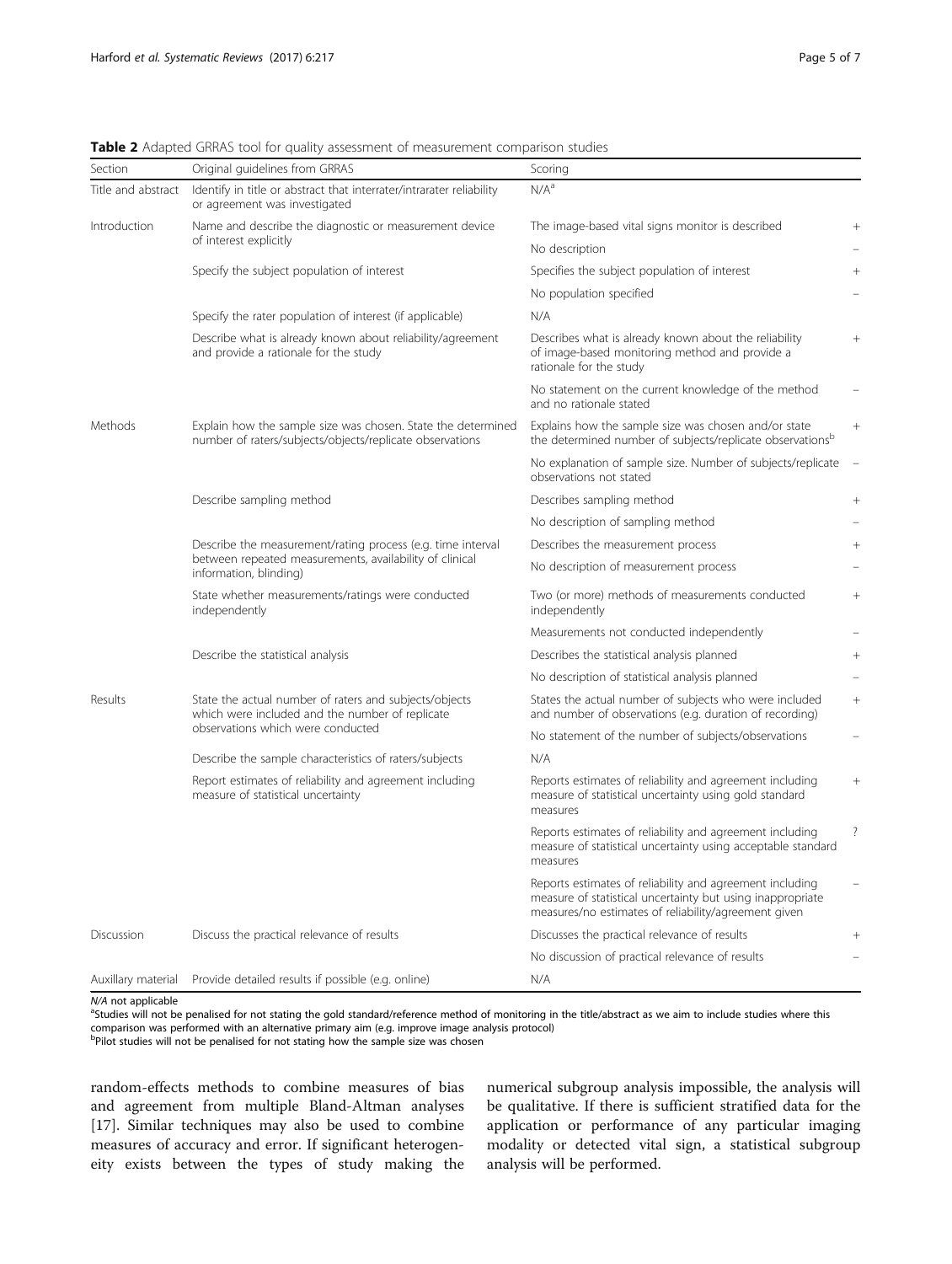**Table 2** Adapted GRRAS tool for quality assessment of measurement comparison studies

| Section | Original guidelines from GRRAS | Scoring | |
|---|---|---|---|
| Title and abstract | Identify in title or abstract that interrater/intrarater reliability or agreement was investigated | N/A[a] | |
| Introduction | Name and describe the diagnostic or measurement device of interest explicitly | The image-based vital signs monitor is described | + |
| | | No description | – |
| | Specify the subject population of interest | Specifies the subject population of interest | + |
| | | No population specified | – |
| | Specify the rater population of interest (if applicable) | N/A | |
| | Describe what is already known about reliability/agreement and provide a rationale for the study | Describes what is already known about the reliability of image-based monitoring method and provide a rationale for the study | + |
| | | No statement on the current knowledge of the method and no rationale stated | – |
| Methods | Explain how the sample size was chosen. State the determined number of raters/subjects/objects/replicate observations | Explains how the sample size was chosen and/or state the determined number of subjects/replicate observations[b] | + |
| | | No explanation of sample size. Number of subjects/replicate observations not stated | – |
| | Describe sampling method | Describes sampling method | + |
| | | No description of sampling method | – |
| | Describe the measurement/rating process (e.g. time interval between repeated measurements, availability of clinical information, blinding) | Describes the measurement process | + |
| | | No description of measurement process | – |
| | State whether measurements/ratings were conducted independently | Two (or more) methods of measurements conducted independently | + |
| | | Measurements not conducted independently | – |
| | Describe the statistical analysis | Describes the statistical analysis planned | + |
| | | No description of statistical analysis planned | – |
| Results | State the actual number of raters and subjects/objects which were included and the number of replicate observations which were conducted | States the actual number of subjects who were included and number of observations (e.g. duration of recording) | + |
| | | No statement of the number of subjects/observations | – |
| | Describe the sample characteristics of raters/subjects | N/A | |
| | Report estimates of reliability and agreement including measure of statistical uncertainty | Reports estimates of reliability and agreement including measure of statistical uncertainty using gold standard measures | + |
| | | Reports estimates of reliability and agreement including measure of statistical uncertainty using acceptable standard measures | ? |
| | | Reports estimates of reliability and agreement including measure of statistical uncertainty but using inappropriate measures/no estimates of reliability/agreement given | – |
| Discussion | Discuss the practical relevance of results | Discusses the practical relevance of results | + |
| | | No discussion of practical relevance of results | – |
| Auxillary material | Provide detailed results if possible (e.g. online) | N/A | |

*N/A* not applicable
[a]Studies will not be penalised for not stating the gold standard/reference method of monitoring in the title/abstract as we aim to include studies where this comparison was performed with an alternative primary aim (e.g. improve image analysis protocol)
[b]Pilot studies will not be penalised for not stating how the sample size was chosen

random-effects methods to combine measures of bias and agreement from multiple Bland-Altman analyses [17]. Similar techniques may also be used to combine measures of accuracy and error. If significant heterogeneity exists between the types of study making the numerical subgroup analysis impossible, the analysis will be qualitative. If there is sufficient stratified data for the application or performance of any particular imaging modality or detected vital sign, a statistical subgroup analysis will be performed.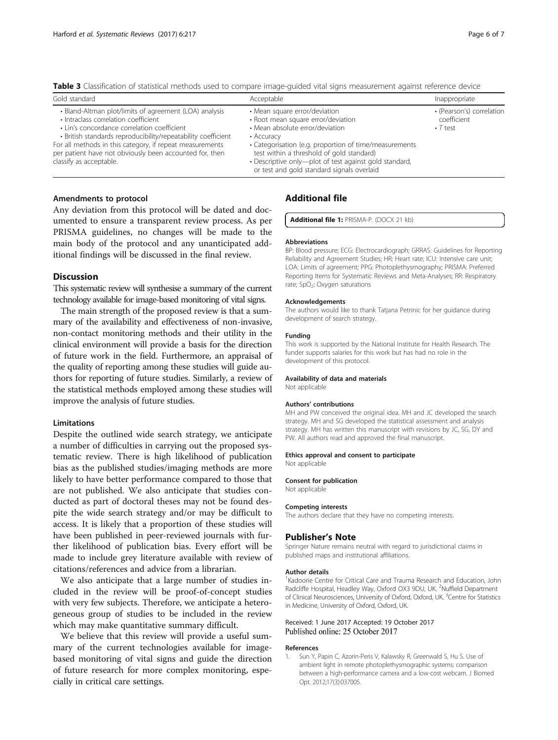**Table 3** Classification of statistical methods used to compare image-guided vital signs measurement against reference device

| Gold standard | Acceptable | Inappropriate |
| --- | --- | --- |
| • Bland-Altman plot/limits of agreement (LOA) analysis<br>• Intraclass correlation coefficient<br>• Lin's concordance correlation coefficient<br>• British standards reproducibility/repeatability coefficient<br>For all methods in this category, if repeat measurements per patient have not obviously been accounted for, then classify as acceptable. | • Mean square error/deviation<br>• Root mean square error/deviation<br>• Mean absolute error/deviation<br>• Accuracy<br>• Categorisation (e.g. proportion of time/measurements test within a threshold of gold standard)<br>• Descriptive only—plot of test against gold standard, or test and gold standard signals overlaid | • (Pearson's) correlation coefficient<br>• *T* test |

### Amendments to protocol

Any deviation from this protocol will be dated and documented to ensure a transparent review process. As per PRISMA guidelines, no changes will be made to the main body of the protocol and any unanticipated additional findings will be discussed in the final review.

## Discussion

This systematic review will synthesise a summary of the current technology available for image-based monitoring of vital signs.

The main strength of the proposed review is that a summary of the availability and effectiveness of non-invasive, non-contact monitoring methods and their utility in the clinical environment will provide a basis for the direction of future work in the field. Furthermore, an appraisal of the quality of reporting among these studies will guide authors for reporting of future studies. Similarly, a review of the statistical methods employed among these studies will improve the analysis of future studies.

### Limitations

Despite the outlined wide search strategy, we anticipate a number of difficulties in carrying out the proposed systematic review. There is high likelihood of publication bias as the published studies/imaging methods are more likely to have better performance compared to those that are not published. We also anticipate that studies conducted as part of doctoral theses may not be found despite the wide search strategy and/or may be difficult to access. It is likely that a proportion of these studies will have been published in peer-reviewed journals with further likelihood of publication bias. Every effort will be made to include grey literature available with review of citations/references and advice from a librarian.

We also anticipate that a large number of studies included in the review will be proof-of-concept studies with very few subjects. Therefore, we anticipate a heterogeneous group of studies to be included in the review which may make quantitative summary difficult.

We believe that this review will provide a useful summary of the current technologies available for image-based monitoring of vital signs and guide the direction of future research for more complex monitoring, especially in critical care settings.

## Additional file

**Additional file 1:** PRISMA-P. (DOCX 21 kb)

#### Abbreviations

BP: Blood pressure; ECG: Electrocardiograph; GRRAS: Guidelines for Reporting Reliability and Agreement Studies; HR: Heart rate; ICU: Intensive care unit; LOA: Limits of agreement; PPG: Photoplethysmography; PRISMA: Preferred Reporting Items for Systematic Reviews and Meta-Analyses; RR: Respiratory rate; $SpO_2$: Oxygen saturations

#### Acknowledgements

The authors would like to thank Tatjana Petrinic for her guidance during development of search strategy.

#### Funding

This work is supported by the National Institute for Health Research. The funder supports salaries for this work but has had no role in the development of this protocol.

#### Availability of data and materials

Not applicable

#### Authors' contributions

MH and PW conceived the original idea. MH and JC developed the search strategy. MH and SG developed the statistical assessment and analysis strategy. MH has written this manuscript with revisions by JC, SG, DY and PW. All authors read and approved the final manuscript.

#### Ethics approval and consent to participate

Not applicable

#### Consent for publication

Not applicable

#### Competing interests

The authors declare that they have no competing interests.

## Publisher's Note

Springer Nature remains neutral with regard to jurisdictional claims in published maps and institutional affiliations.

#### Author details

[1]Kadoorie Centre for Critical Care and Trauma Research and Education, John Radcliffe Hospital, Headley Way, Oxford OX3 9DU, UK. [2]Nuffield Department of Clinical Neurosciences, University of Oxford, Oxford, UK. [3]Centre for Statistics in Medicine, University of Oxford, Oxford, UK.

Received: 1 June 2017 Accepted: 19 October 2017
Published online: 25 October 2017

#### References

1. Sun Y, Papin C, Azorin-Peris V, Kalawsky R, Greenwald S, Hu S. Use of ambient light in remote photoplethysmographic systems: comparison between a high-performance camera and a low-cost webcam. J Biomed Opt. 2012;17(3):037005.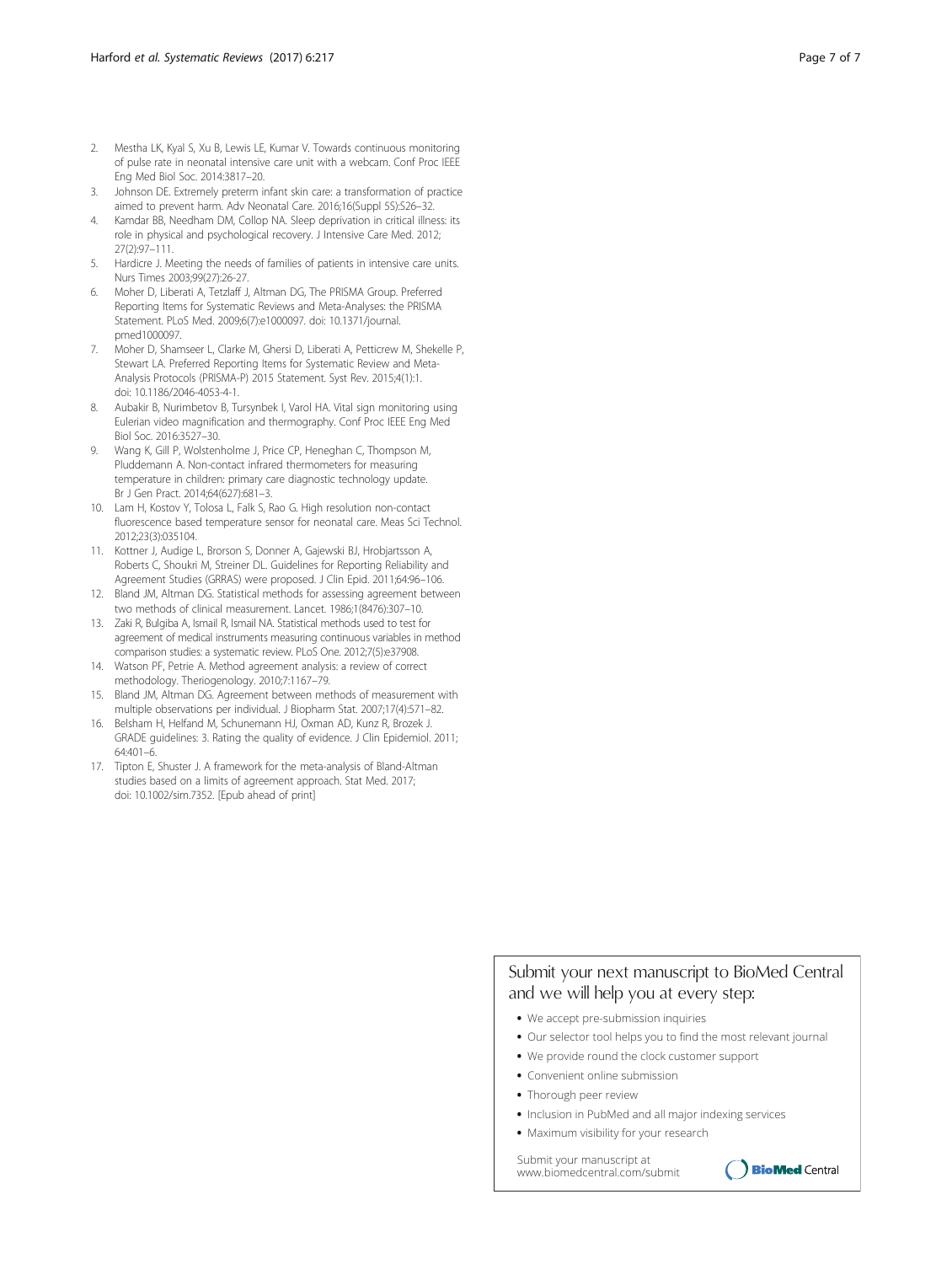2. Mestha LK, Kyal S, Xu B, Lewis LE, Kumar V. Towards continuous monitoring of pulse rate in neonatal intensive care unit with a webcam. Conf Proc IEEE Eng Med Biol Soc. 2014:3817–20.
3. Johnson DE. Extremely preterm infant skin care: a transformation of practice aimed to prevent harm. Adv Neonatal Care. 2016;16(Suppl 5S):S26–32.
4. Kamdar BB, Needham DM, Collop NA. Sleep deprivation in critical illness: its role in physical and psychological recovery. J Intensive Care Med. 2012; 27(2):97–111.
5. Hardicre J. Meeting the needs of families of patients in intensive care units. Nurs Times 2003;99(27):26-27.
6. Moher D, Liberati A, Tetzlaff J, Altman DG, The PRISMA Group. Preferred Reporting Items for Systematic Reviews and Meta-Analyses: the PRISMA Statement. PLoS Med. 2009;6(7):e1000097. doi: 10.1371/journal.pmed1000097.
7. Moher D, Shamseer L, Clarke M, Ghersi D, Liberati A, Petticrew M, Shekelle P, Stewart LA. Preferred Reporting Items for Systematic Review and Meta-Analysis Protocols (PRISMA-P) 2015 Statement. Syst Rev. 2015;4(1):1. doi: 10.1186/2046-4053-4-1.
8. Aubakir B, Nurimbetov B, Tursynbek I, Varol HA. Vital sign monitoring using Eulerian video magnification and thermography. Conf Proc IEEE Eng Med Biol Soc. 2016:3527–30.
9. Wang K, Gill P, Wolstenholme J, Price CP, Heneghan C, Thompson M, Pluddemann A. Non-contact infrared thermometers for measuring temperature in children: primary care diagnostic technology update. Br J Gen Pract. 2014;64(627):681–3.
10. Lam H, Kostov Y, Tolosa L, Falk S, Rao G. High resolution non-contact fluorescence based temperature sensor for neonatal care. Meas Sci Technol. 2012;23(3):035104.
11. Kottner J, Audige L, Brorson S, Donner A, Gajewski BJ, Hrobjartsson A, Roberts C, Shoukri M, Streiner DL. Guidelines for Reporting Reliability and Agreement Studies (GRRAS) were proposed. J Clin Epid. 2011;64:96–106.
12. Bland JM, Altman DG. Statistical methods for assessing agreement between two methods of clinical measurement. Lancet. 1986;1(8476):307–10.
13. Zaki R, Bulgiba A, Ismail R, Ismail NA. Statistical methods used to test for agreement of medical instruments measuring continuous variables in method comparison studies: a systematic review. PLoS One. 2012;7(5):e37908.
14. Watson PF, Petrie A. Method agreement analysis: a review of correct methodology. Theriogenology. 2010;7:1167–79.
15. Bland JM, Altman DG. Agreement between methods of measurement with multiple observations per individual. J Biopharm Stat. 2007;17(4):571–82.
16. Belsham H, Helfand M, Schunemann HJ, Oxman AD, Kunz R, Brozek J. GRADE guidelines: 3. Rating the quality of evidence. J Clin Epidemiol. 2011; 64:401–6.
17. Tipton E, Shuster J. A framework for the meta-analysis of Bland-Altman studies based on a limits of agreement approach. Stat Med. 2017; doi: 10.1002/sim.7352. [Epub ahead of print]

Submit your next manuscript to BioMed Central and we will help you at every step:

- We accept pre-submission inquiries
- Our selector tool helps you to find the most relevant journal
- We provide round the clock customer support
- Convenient online submission
- Thorough peer review
- Inclusion in PubMed and all major indexing services
- Maximum visibility for your research

Submit your manuscript at www.biomedcentral.com/submit

BioMed Central